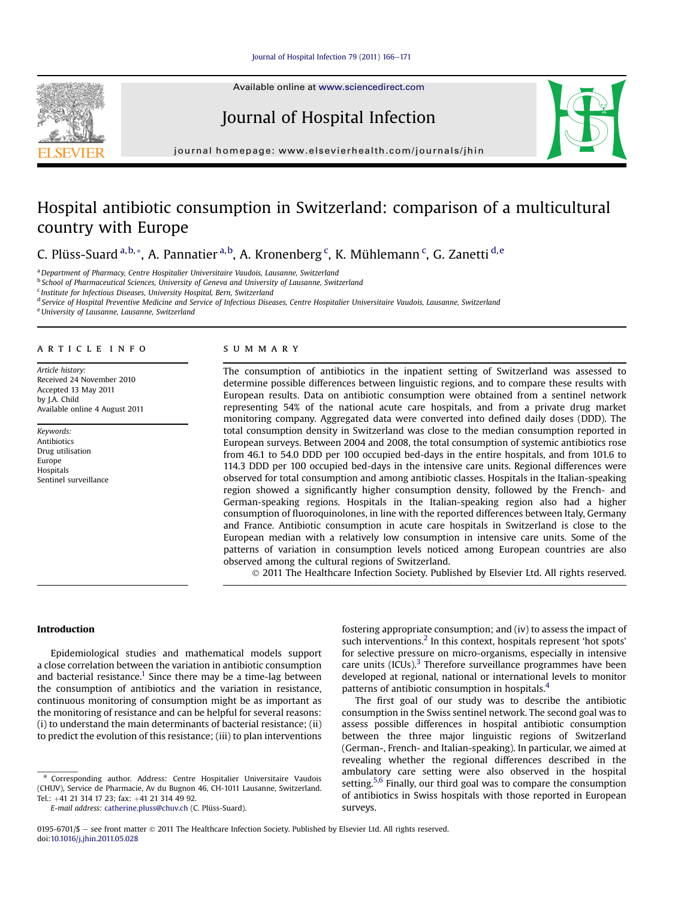# Hospital antibiotic consumption in Switzerland: comparison of a multicultural country with Europe

C. Plüss-Suard [a,b,*], A. Pannatier [a,b], A. Kronenberg [c], K. Mühlemann [c], G. Zanetti [d,e]

[a] Department of Pharmacy, Centre Hospitalier Universitaire Vaudois, Lausanne, Switzerland
[b] School of Pharmaceutical Sciences, University of Geneva and University of Lausanne, Switzerland
[c] Institute for Infectious Diseases, University Hospital, Bern, Switzerland
[d] Service of Hospital Preventive Medicine and Service of Infectious Diseases, Centre Hospitalier Universitaire Vaudois, Lausanne, Switzerland
[e] University of Lausanne, Lausanne, Switzerland

## ARTICLE INFO

*Article history:*
Received 24 November 2010
Accepted 13 May 2011
by J.A. Child
Available online 4 August 2011

*Keywords:*
Antibiotics
Drug utilisation
Europe
Hospitals
Sentinel surveillance

## SUMMARY

The consumption of antibiotics in the inpatient setting of Switzerland was assessed to determine possible differences between linguistic regions, and to compare these results with European results. Data on antibiotic consumption were obtained from a sentinel network representing 54% of the national acute care hospitals, and from a private drug market monitoring company. Aggregated data were converted into defined daily doses (DDD). The total consumption density in Switzerland was close to the median consumption reported in European surveys. Between 2004 and 2008, the total consumption of systemic antibiotics rose from 46.1 to 54.0 DDD per 100 occupied bed-days in the entire hospitals, and from 101.6 to 114.3 DDD per 100 occupied bed-days in the intensive care units. Regional differences were observed for total consumption and among antibiotic classes. Hospitals in the Italian-speaking region showed a significantly higher consumption density, followed by the French- and German-speaking regions. Hospitals in the Italian-speaking region also had a higher consumption of fluoroquinolones, in line with the reported differences between Italy, Germany and France. Antibiotic consumption in acute care hospitals in Switzerland is close to the European median with a relatively low consumption in intensive care units. Some of the patterns of variation in consumption levels noticed among European countries are also observed among the cultural regions of Switzerland.

© 2011 The Healthcare Infection Society. Published by Elsevier Ltd. All rights reserved.

## Introduction

Epidemiological studies and mathematical models support a close correlation between the variation in antibiotic consumption and bacterial resistance.[1] Since there may be a time-lag between the consumption of antibiotics and the variation in resistance, continuous monitoring of consumption might be as important as the monitoring of resistance and can be helpful for several reasons: (i) to understand the main determinants of bacterial resistance; (ii) to predict the evolution of this resistance; (iii) to plan interventions fostering appropriate consumption; and (iv) to assess the impact of such interventions.[2] In this context, hospitals represent 'hot spots' for selective pressure on micro-organisms, especially in intensive care units (ICUs).[3] Therefore surveillance programmes have been developed at regional, national or international levels to monitor patterns of antibiotic consumption in hospitals.[4]

The first goal of our study was to describe the antibiotic consumption in the Swiss sentinel network. The second goal was to assess possible differences in hospital antibiotic consumption between the three major linguistic regions of Switzerland (German-, French- and Italian-speaking). In particular, we aimed at revealing whether the regional differences described in the ambulatory care setting were also observed in the hospital setting.[5,6] Finally, our third goal was to compare the consumption of antibiotics in Swiss hospitals with those reported in European surveys.

\* Corresponding author. Address: Centre Hospitalier Universitaire Vaudois (CHUV), Service de Pharmacie, Av du Bugnon 46, CH-1011 Lausanne, Switzerland. Tel.: +41 21 314 17 23; fax: +41 21 314 49 92.
E-mail address: catherine.pluss@chuv.ch (C. Plüss-Suard).

0195-6701/$ – see front matter © 2011 The Healthcare Infection Society. Published by Elsevier Ltd. All rights reserved.
doi:10.1016/j.jhin.2011.05.028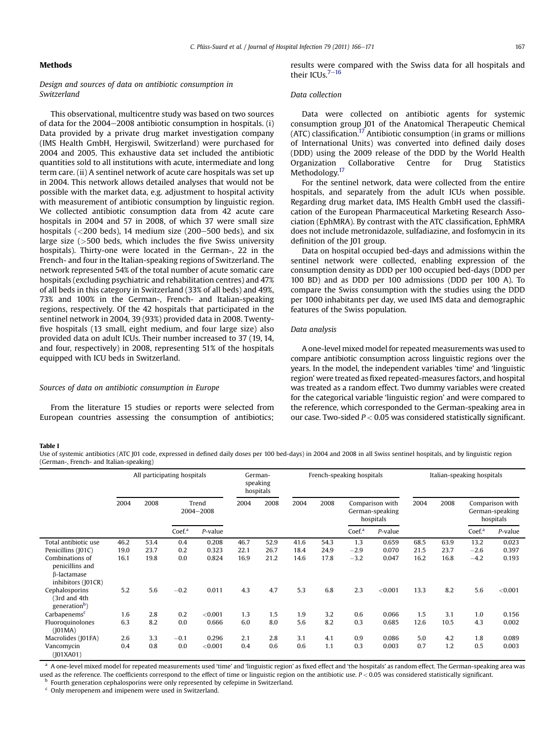## Methods

### Design and sources of data on antibiotic consumption in Switzerland

This observational, multicentre study was based on two sources of data for the 2004–2008 antibiotic consumption in hospitals. (i) Data provided by a private drug market investigation company (IMS Health GmbH, Hergiswil, Switzerland) were purchased for 2004 and 2005. This exhaustive data set included the antibiotic quantities sold to all institutions with acute, intermediate and long term care. (ii) A sentinel network of acute care hospitals was set up in 2004. This network allows detailed analyses that would not be possible with the market data, e.g. adjustment to hospital activity with measurement of antibiotic consumption by linguistic region. We collected antibiotic consumption data from 42 acute care hospitals in 2004 and 57 in 2008, of which 37 were small size hospitals (<200 beds), 14 medium size (200–500 beds), and six large size (>500 beds, which includes the five Swiss university hospitals). Thirty-one were located in the German-, 22 in the French- and four in the Italian-speaking regions of Switzerland. The network represented 54% of the total number of acute somatic care hospitals (excluding psychiatric and rehabilitation centres) and 47% of all beds in this category in Switzerland (33% of all beds) and 49%, 73% and 100% in the German-, French- and Italian-speaking regions, respectively. Of the 42 hospitals that participated in the sentinel network in 2004, 39 (93%) provided data in 2008. Twenty-five hospitals (13 small, eight medium, and four large size) also provided data on adult ICUs. Their number increased to 37 (19, 14, and four, respectively) in 2008, representing 51% of the hospitals equipped with ICU beds in Switzerland.

### Sources of data on antibiotic consumption in Europe

From the literature 15 studies or reports were selected from European countries assessing the consumption of antibiotics; results were compared with the Swiss data for all hospitals and their ICUs.[7–16]

### Data collection

Data were collected on antibiotic agents for systemic consumption group J01 of the Anatomical Therapeutic Chemical (ATC) classification.[17] Antibiotic consumption (in grams or millions of International Units) was converted into defined daily doses (DDD) using the 2009 release of the DDD by the World Health Organization Collaborative Centre for Drug Statistics Methodology.[17]

For the sentinel network, data were collected from the entire hospitals, and separately from the adult ICUs when possible. Regarding drug market data, IMS Health GmbH used the classification of the European Pharmaceutical Marketing Research Association (EphMRA). By contrast with the ATC classification, EphMRA does not include metronidazole, sulfadiazine, and fosfomycin in its definition of the J01 group.

Data on hospital occupied bed-days and admissions within the sentinel network were collected, enabling expression of the consumption density as DDD per 100 occupied bed-days (DDD per 100 BD) and as DDD per 100 admissions (DDD per 100 A). To compare the Swiss consumption with the studies using the DDD per 1000 inhabitants per day, we used IMS data and demographic features of the Swiss population.

### Data analysis

A one-level mixed model for repeated measurements was used to compare antibiotic consumption across linguistic regions over the years. In the model, the independent variables 'time' and 'linguistic region' were treated as fixed repeated-measures factors, and hospital was treated as a random effect. Two dummy variables were created for the categorical variable 'linguistic region' and were compared to the reference, which corresponded to the German-speaking area in our case. Two-sided $P < 0.05$ was considered statistically significant.

**Table I**
Use of systemic antibiotics (ATC J01 code, expressed in defined daily doses per 100 bed-days) in 2004 and 2008 in all Swiss sentinel hospitals, and by linguistic region (German-, French- and Italian-speaking)

| | All participating hospitals | | | | German-speaking hospitals | | French-speaking hospitals | | | | Italian-speaking hospitals | | | |
|---|---|---|---|---|---|---|---|---|---|---|---|---|---|---|
| | 2004 | 2008 | Trend 2004–2008 | | 2004 | 2008 | 2004 | 2008 | Comparison with German-speaking hospitals | | 2004 | 2008 | Comparison with German-speaking hospitals | |
| | | | Coef.[a] | P-value | | | | | Coef.[a] | P-value | | | Coef.[a] | P-value |
| Total antibiotic use | 46.2 | 53.4 | 0.4 | 0.208 | 46.7 | 52.9 | 41.6 | 54.3 | 1.3 | 0.659 | 68.5 | 63.9 | 13.2 | 0.023 |
| Penicillins (J01C) | 19.0 | 23.7 | 0.2 | 0.323 | 22.1 | 26.7 | 18.4 | 24.9 | −2.9 | 0.070 | 21.5 | 23.7 | −2.6 | 0.397 |
| Combinations of penicillins and β-lactamase inhibitors (J01CR) | 16.1 | 19.8 | 0.0 | 0.824 | 16.9 | 21.2 | 14.6 | 17.8 | −3.2 | 0.047 | 16.2 | 16.8 | −4.2 | 0.193 |
| Cephalosporins (3rd and 4th generation[b]) | 5.2 | 5.6 | −0.2 | 0.011 | 4.3 | 4.7 | 5.3 | 6.8 | 2.3 | <0.001 | 13.3 | 8.2 | 5.6 | <0.001 |
| Carbapenems[c] | 1.6 | 2.8 | 0.2 | <0.001 | 1.3 | 1.5 | 1.9 | 3.2 | 0.6 | 0.066 | 1.5 | 3.1 | 1.0 | 0.156 |
| Fluoroquinolones (J01MA) | 6.3 | 8.2 | 0.0 | 0.666 | 6.0 | 8.0 | 5.6 | 8.2 | 0.3 | 0.685 | 12.6 | 10.5 | 4.3 | 0.002 |
| Macrolides (J01FA) | 2.6 | 3.3 | −0.1 | 0.296 | 2.1 | 2.8 | 3.1 | 4.1 | 0.9 | 0.086 | 5.0 | 4.2 | 1.8 | 0.089 |
| Vancomycin (J01XA01) | 0.4 | 0.8 | 0.0 | <0.001 | 0.4 | 0.6 | 0.6 | 1.1 | 0.3 | 0.003 | 0.7 | 1.2 | 0.5 | 0.003 |

[a] A one-level mixed model for repeated measurements used 'time' and 'linguistic region' as fixed effect and 'the hospitals' as random effect. The German-speaking area was used as the reference. The coefficients correspond to the effect of time or linguistic region on the antibiotic use. $P < 0.05$ was considered statistically significant.
[b] Fourth generation cephalosporins were only represented by cefepime in Switzerland.
[c] Only meropenem and imipenem were used in Switzerland.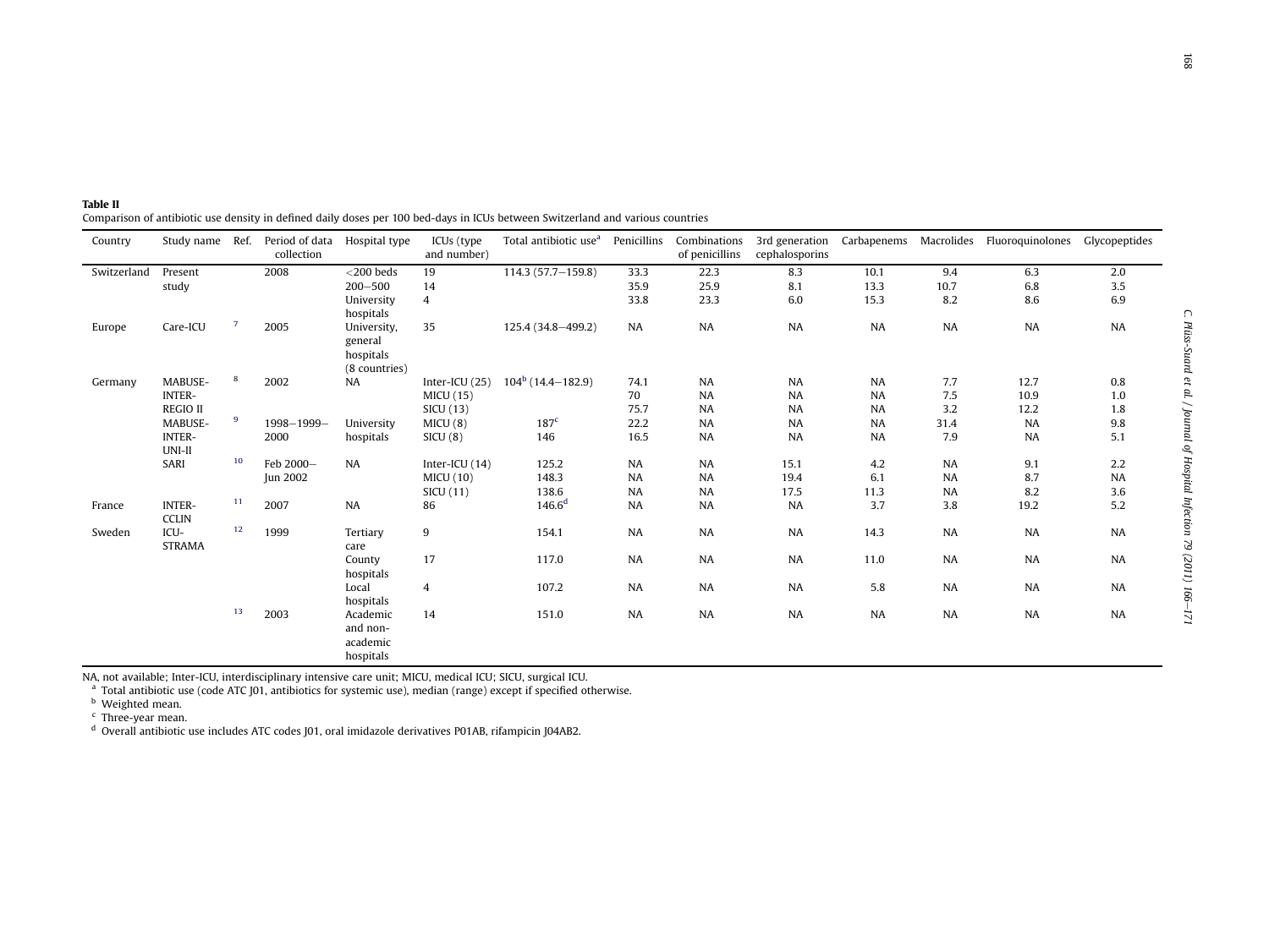**Table II**
Comparison of antibiotic use density in defined daily doses per 100 bed-days in ICUs between Switzerland and various countries

| Country | Study name | Ref. | Period of data collection | Hospital type | ICUs (type and number) | Total antibiotic use[a] | Penicillins | Combinations of penicillins | 3rd generation cephalosporins | Carbapenems | Macrolides | Fluoroquinolones | Glycopeptides |
|---|---|---|---|---|---|---|---|---|---|---|---|---|---|
| Switzerland | Present study | | 2008 | <200 beds | 19 | 114.3 (57.7–159.8) | 33.3 | 22.3 | 8.3 | 10.1 | 9.4 | 6.3 | 2.0 |
| | | | | 200–500 | 14 | | 35.9 | 25.9 | 8.1 | 13.3 | 10.7 | 6.8 | 3.5 |
| | | | | University hospitals | 4 | | 33.8 | 23.3 | 6.0 | 15.3 | 8.2 | 8.6 | 6.9 |
| Europe | Care-ICU | 7 | 2005 | University, general hospitals (8 countries) | 35 | 125.4 (34.8–499.2) | NA | NA | NA | NA | NA | NA | NA |
| Germany | MABUSE-INTER-REGIO II | 8 | 2002 | NA | Inter-ICU (25) | 104[b] (14.4–182.9) | 74.1 | NA | NA | NA | 7.7 | 12.7 | 0.8 |
| | | | | | MICU (15) | | 70 | NA | NA | NA | 7.5 | 10.9 | 1.0 |
| | | | | | SICU (13) | | 75.7 | NA | NA | NA | 3.2 | 12.2 | 1.8 |
| | MABUSE-INTER-UNI-II | 9 | 1998–1999–2000 | University hospitals | MICU (8) | 187[c] | 22.2 | NA | NA | NA | 31.4 | NA | 9.8 |
| | | | | | SICU (8) | 146 | 16.5 | NA | NA | NA | 7.9 | NA | 5.1 |
| | SARI | 10 | Feb 2000–Jun 2002 | NA | Inter-ICU (14) | 125.2 | NA | NA | 15.1 | 4.2 | NA | 9.1 | 2.2 |
| | | | | | MICU (10) | 148.3 | NA | NA | 19.4 | 6.1 | NA | 8.7 | NA |
| | | | | | SICU (11) | 138.6 | NA | NA | 17.5 | 11.3 | NA | 8.2 | 3.6 |
| France | INTER-CCLIN | 11 | 2007 | NA | 86 | 146.6[d] | NA | NA | NA | 3.7 | 3.8 | 19.2 | 5.2 |
| Sweden | ICU-STRAMA | 12 | 1999 | Tertiary care | 9 | 154.1 | NA | NA | NA | 14.3 | NA | NA | NA |
| | | | | County hospitals | 17 | 117.0 | NA | NA | NA | 11.0 | NA | NA | NA |
| | | | | Local hospitals | 4 | 107.2 | NA | NA | NA | 5.8 | NA | NA | NA |
| | | 13 | 2003 | Academic and non-academic hospitals | 14 | 151.0 | NA | NA | NA | NA | NA | NA | NA |

NA, not available; Inter-ICU, interdisciplinary intensive care unit; MICU, medical ICU; SICU, surgical ICU.
[a] Total antibiotic use (code ATC J01, antibiotics for systemic use), median (range) except if specified otherwise.
[b] Weighted mean.
[c] Three-year mean.
[d] Overall antibiotic use includes ATC codes J01, oral imidazole derivatives P01AB, rifampicin J04AB2.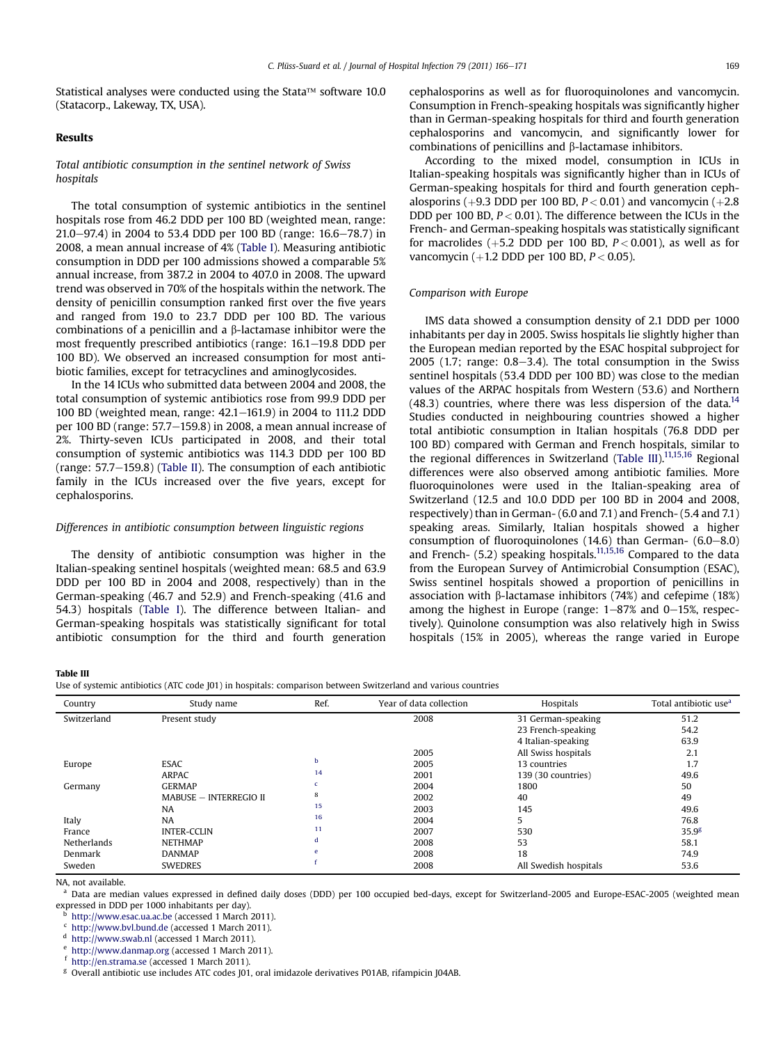Statistical analyses were conducted using the Stata™ software 10.0 (Statacorp., Lakeway, TX, USA).

## Results

### *Total antibiotic consumption in the sentinel network of Swiss hospitals*

The total consumption of systemic antibiotics in the sentinel hospitals rose from 46.2 DDD per 100 BD (weighted mean, range: 21.0–97.4) in 2004 to 53.4 DDD per 100 BD (range: 16.6–78.7) in 2008, a mean annual increase of 4% (Table I). Measuring antibiotic consumption in DDD per 100 admissions showed a comparable 5% annual increase, from 387.2 in 2004 to 407.0 in 2008. The upward trend was observed in 70% of the hospitals within the network. The density of penicillin consumption ranked first over the five years and ranged from 19.0 to 23.7 DDD per 100 BD. The various combinations of a penicillin and a β-lactamase inhibitor were the most frequently prescribed antibiotics (range: 16.1–19.8 DDD per 100 BD). We observed an increased consumption for most antibiotic families, except for tetracyclines and aminoglycosides.

In the 14 ICUs who submitted data between 2004 and 2008, the total consumption of systemic antibiotics rose from 99.9 DDD per 100 BD (weighted mean, range: 42.1–161.9) in 2004 to 111.2 DDD per 100 BD (range: 57.7–159.8) in 2008, a mean annual increase of 2%. Thirty-seven ICUs participated in 2008, and their total consumption of systemic antibiotics was 114.3 DDD per 100 BD (range: 57.7–159.8) (Table II). The consumption of each antibiotic family in the ICUs increased over the five years, except for cephalosporins.

### *Differences in antibiotic consumption between linguistic regions*

The density of antibiotic consumption was higher in the Italian-speaking sentinel hospitals (weighted mean: 68.5 and 63.9 DDD per 100 BD in 2004 and 2008, respectively) than in the German-speaking (46.7 and 52.9) and French-speaking (41.6 and 54.3) hospitals (Table I). The difference between Italian- and German-speaking hospitals was statistically significant for total antibiotic consumption for the third and fourth generation cephalosporins as well as for fluoroquinolones and vancomycin. Consumption in French-speaking hospitals was significantly higher than in German-speaking hospitals for third and fourth generation cephalosporins and vancomycin, and significantly lower for combinations of penicillins and β-lactamase inhibitors.

According to the mixed model, consumption in ICUs in Italian-speaking hospitals was significantly higher than in ICUs of German-speaking hospitals for third and fourth generation cephalosporins (+9.3 DDD per 100 BD, $P < 0.01$) and vancomycin (+2.8 DDD per 100 BD, $P < 0.01$). The difference between the ICUs in the French- and German-speaking hospitals was statistically significant for macrolides (+5.2 DDD per 100 BD, $P < 0.001$), as well as for vancomycin (+1.2 DDD per 100 BD, $P < 0.05$).

### *Comparison with Europe*

IMS data showed a consumption density of 2.1 DDD per 1000 inhabitants per day in 2005. Swiss hospitals lie slightly higher than the European median reported by the ESAC hospital subproject for 2005 (1.7; range: 0.8–3.4). The total consumption in the Swiss sentinel hospitals (53.4 DDD per 100 BD) was close to the median values of the ARPAC hospitals from Western (53.6) and Northern (48.3) countries, where there was less dispersion of the data.[14] Studies conducted in neighbouring countries showed a higher total antibiotic consumption in Italian hospitals (76.8 DDD per 100 BD) compared with German and French hospitals, similar to the regional differences in Switzerland (Table III).[11,15,16] Regional differences were also observed among antibiotic families. More fluoroquinolones were used in the Italian-speaking area of Switzerland (12.5 and 10.0 DDD per 100 BD in 2004 and 2008, respectively) than in German- (6.0 and 7.1) and French- (5.4 and 7.1) speaking areas. Similarly, Italian hospitals showed a higher consumption of fluoroquinolones (14.6) than German- (6.0–8.0) and French- (5.2) speaking hospitals.[11,15,16] Compared to the data from the European Survey of Antimicrobial Consumption (ESAC), Swiss sentinel hospitals showed a proportion of penicillins in association with β-lactamase inhibitors (74%) and cefepime (18%) among the highest in Europe (range: 1–87% and 0–15%, respectively). Quinolone consumption was also relatively high in Swiss hospitals (15% in 2005), whereas the range varied in Europe

**Table III**
Use of systemic antibiotics (ATC code J01) in hospitals: comparison between Switzerland and various countries

| Country | Study name | Ref. | Year of data collection | Hospitals | Total antibiotic use[a] |
|---|---|---|---|---|---|
| Switzerland | Present study | | 2008 | 31 German-speaking | 51.2 |
| | | | | 23 French-speaking | 54.2 |
| | | | | 4 Italian-speaking | 63.9 |
| | | | 2005 | All Swiss hospitals | 2.1 |
| Europe | ESAC | b | 2005 | 13 countries | 1.7 |
| | ARPAC | 14 | 2001 | 139 (30 countries) | 49.6 |
| Germany | GERMAP | c | 2004 | 1800 | 50 |
| | MABUSE – INTERREGIO II | 8 | 2002 | 40 | 49 |
| | NA | 15 | 2003 | 145 | 49.6 |
| Italy | NA | 16 | 2004 | 5 | 76.8 |
| France | INTER-CCLIN | 11 | 2007 | 530 | 35.9[g] |
| Netherlands | NETHMAP | d | 2008 | 53 | 58.1 |
| Denmark | DANMAP | e | 2008 | 18 | 74.9 |
| Sweden | SWEDRES | f | 2008 | All Swedish hospitals | 53.6 |

NA, not available.

[a] Data are median values expressed in defined daily doses (DDD) per 100 occupied bed-days, except for Switzerland-2005 and Europe-ESAC-2005 (weighted mean expressed in DDD per 1000 inhabitants per day).
[b] http://www.esac.ua.ac.be (accessed 1 March 2011).
[c] http://www.bvl.bund.de (accessed 1 March 2011).
[d] http://www.swab.nl (accessed 1 March 2011).
[e] http://www.danmap.org (accessed 1 March 2011).
[f] http://en.strama.se (accessed 1 March 2011).
[g] Overall antibiotic use includes ATC codes J01, oral imidazole derivatives P01AB, rifampicin J04AB.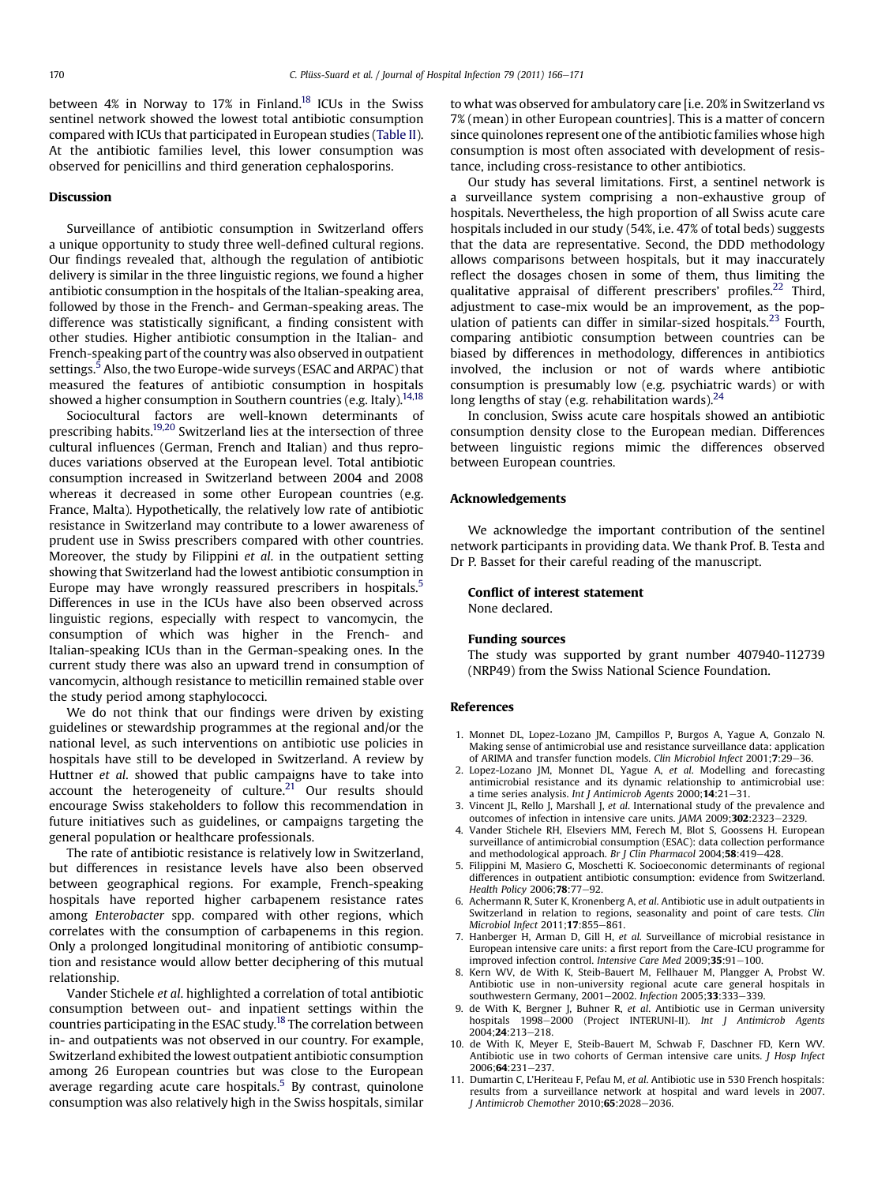between 4% in Norway to 17% in Finland.[18] ICUs in the Swiss sentinel network showed the lowest total antibiotic consumption compared with ICUs that participated in European studies (Table II). At the antibiotic families level, this lower consumption was observed for penicillins and third generation cephalosporins.

## Discussion

Surveillance of antibiotic consumption in Switzerland offers a unique opportunity to study three well-defined cultural regions. Our findings revealed that, although the regulation of antibiotic delivery is similar in the three linguistic regions, we found a higher antibiotic consumption in the hospitals of the Italian-speaking area, followed by those in the French- and German-speaking areas. The difference was statistically significant, a finding consistent with other studies. Higher antibiotic consumption in the Italian- and French-speaking part of the country was also observed in outpatient settings.[5] Also, the two Europe-wide surveys (ESAC and ARPAC) that measured the features of antibiotic consumption in hospitals showed a higher consumption in Southern countries (e.g. Italy).[14,18]

Sociocultural factors are well-known determinants of prescribing habits.[19,20] Switzerland lies at the intersection of three cultural influences (German, French and Italian) and thus reproduces variations observed at the European level. Total antibiotic consumption increased in Switzerland between 2004 and 2008 whereas it decreased in some other European countries (e.g. France, Malta). Hypothetically, the relatively low rate of antibiotic resistance in Switzerland may contribute to a lower awareness of prudent use in Swiss prescribers compared with other countries. Moreover, the study by Filippini *et al.* in the outpatient setting showing that Switzerland had the lowest antibiotic consumption in Europe may have wrongly reassured prescribers in hospitals.[5] Differences in use in the ICUs have also been observed across linguistic regions, especially with respect to vancomycin, the consumption of which was higher in the French- and Italian-speaking ICUs than in the German-speaking ones. In the current study there was also an upward trend in consumption of vancomycin, although resistance to meticillin remained stable over the study period among staphylococci.

We do not think that our findings were driven by existing guidelines or stewardship programmes at the regional and/or the national level, as such interventions on antibiotic use policies in hospitals have still to be developed in Switzerland. A review by Huttner *et al.* showed that public campaigns have to take into account the heterogeneity of culture.[21] Our results should encourage Swiss stakeholders to follow this recommendation in future initiatives such as guidelines, or campaigns targeting the general population or healthcare professionals.

The rate of antibiotic resistance is relatively low in Switzerland, but differences in resistance levels have also been observed between geographical regions. For example, French-speaking hospitals have reported higher carbapenem resistance rates among *Enterobacter* spp. compared with other regions, which correlates with the consumption of carbapenems in this region. Only a prolonged longitudinal monitoring of antibiotic consumption and resistance would allow better deciphering of this mutual relationship.

Vander Stichele *et al.* highlighted a correlation of total antibiotic consumption between out- and inpatient settings within the countries participating in the ESAC study.[18] The correlation between in- and outpatients was not observed in our country. For example, Switzerland exhibited the lowest outpatient antibiotic consumption among 26 European countries but was close to the European average regarding acute care hospitals.[5] By contrast, quinolone consumption was also relatively high in the Swiss hospitals, similar to what was observed for ambulatory care [i.e. 20% in Switzerland vs 7% (mean) in other European countries]. This is a matter of concern since quinolones represent one of the antibiotic families whose high consumption is most often associated with development of resistance, including cross-resistance to other antibiotics.

Our study has several limitations. First, a sentinel network is a surveillance system comprising a non-exhaustive group of hospitals. Nevertheless, the high proportion of all Swiss acute care hospitals included in our study (54%, i.e. 47% of total beds) suggests that the data are representative. Second, the DDD methodology allows comparisons between hospitals, but it may inaccurately reflect the dosages chosen in some of them, thus limiting the qualitative appraisal of different prescribers' profiles.[22] Third, adjustment to case-mix would be an improvement, as the population of patients can differ in similar-sized hospitals.[23] Fourth, comparing antibiotic consumption between countries can be biased by differences in methodology, differences in antibiotics involved, the inclusion or not of wards where antibiotic consumption is presumably low (e.g. psychiatric wards) or with long lengths of stay (e.g. rehabilitation wards).[24]

In conclusion, Swiss acute care hospitals showed an antibiotic consumption density close to the European median. Differences between linguistic regions mimic the differences observed between European countries.

## Acknowledgements

We acknowledge the important contribution of the sentinel network participants in providing data. We thank Prof. B. Testa and Dr P. Basset for their careful reading of the manuscript.

### Conflict of interest statement

None declared.

### Funding sources

The study was supported by grant number 407940-112739 (NRP49) from the Swiss National Science Foundation.

## References

1. Monnet DL, Lopez-Lozano JM, Campillos P, Burgos A, Yague A, Gonzalo N. Making sense of antimicrobial use and resistance surveillance data: application of ARIMA and transfer function models. *Clin Microbiol Infect* 2001;**7**:29–36.
2. Lopez-Lozano JM, Monnet DL, Yague A, *et al.* Modelling and forecasting antimicrobial resistance and its dynamic relationship to antimicrobial use: a time series analysis. *Int J Antimicrob Agents* 2000;**14**:21–31.
3. Vincent JL, Rello J, Marshall J, *et al.* International study of the prevalence and outcomes of infection in intensive care units. *JAMA* 2009;**302**:2323–2329.
4. Vander Stichele RH, Elseviers MM, Ferech M, Blot S, Goossens H. European surveillance of antimicrobial consumption (ESAC): data collection performance and methodological approach. *Br J Clin Pharmacol* 2004;**58**:419–428.
5. Filippini M, Masiero G, Moschetti K. Socioeconomic determinants of regional differences in outpatient antibiotic consumption: evidence from Switzerland. *Health Policy* 2006;**78**:77–92.
6. Achermann R, Suter K, Kronenberg A, *et al.* Antibiotic use in adult outpatients in Switzerland in relation to regions, seasonality and point of care tests. *Clin Microbiol Infect* 2011;**17**:855–861.
7. Hanberger H, Arman D, Gill H, *et al.* Surveillance of microbial resistance in European intensive care units: a first report from the Care-ICU programme for improved infection control. *Intensive Care Med* 2009;**35**:91–100.
8. Kern WV, de With K, Steib-Bauert M, Fellhauer M, Plangger A, Probst W. Antibiotic use in non-university regional acute care general hospitals in southwestern Germany, 2001–2002. *Infection* 2005;**33**:333–339.
9. de With K, Bergner J, Buhner R, *et al.* Antibiotic use in German university hospitals 1998–2000 (Project INTERUNI-II). *Int J Antimicrob Agents* 2004;**24**:213–218.
10. de With K, Meyer E, Steib-Bauert M, Schwab F, Daschner FD, Kern WV. Antibiotic use in two cohorts of German intensive care units. *J Hosp Infect* 2006;**64**:231–237.
11. Dumartin C, L'Heriteau F, Pefau M, *et al.* Antibiotic use in 530 French hospitals: results from a surveillance network at hospital and ward levels in 2007. *J Antimicrob Chemother* 2010;**65**:2028–2036.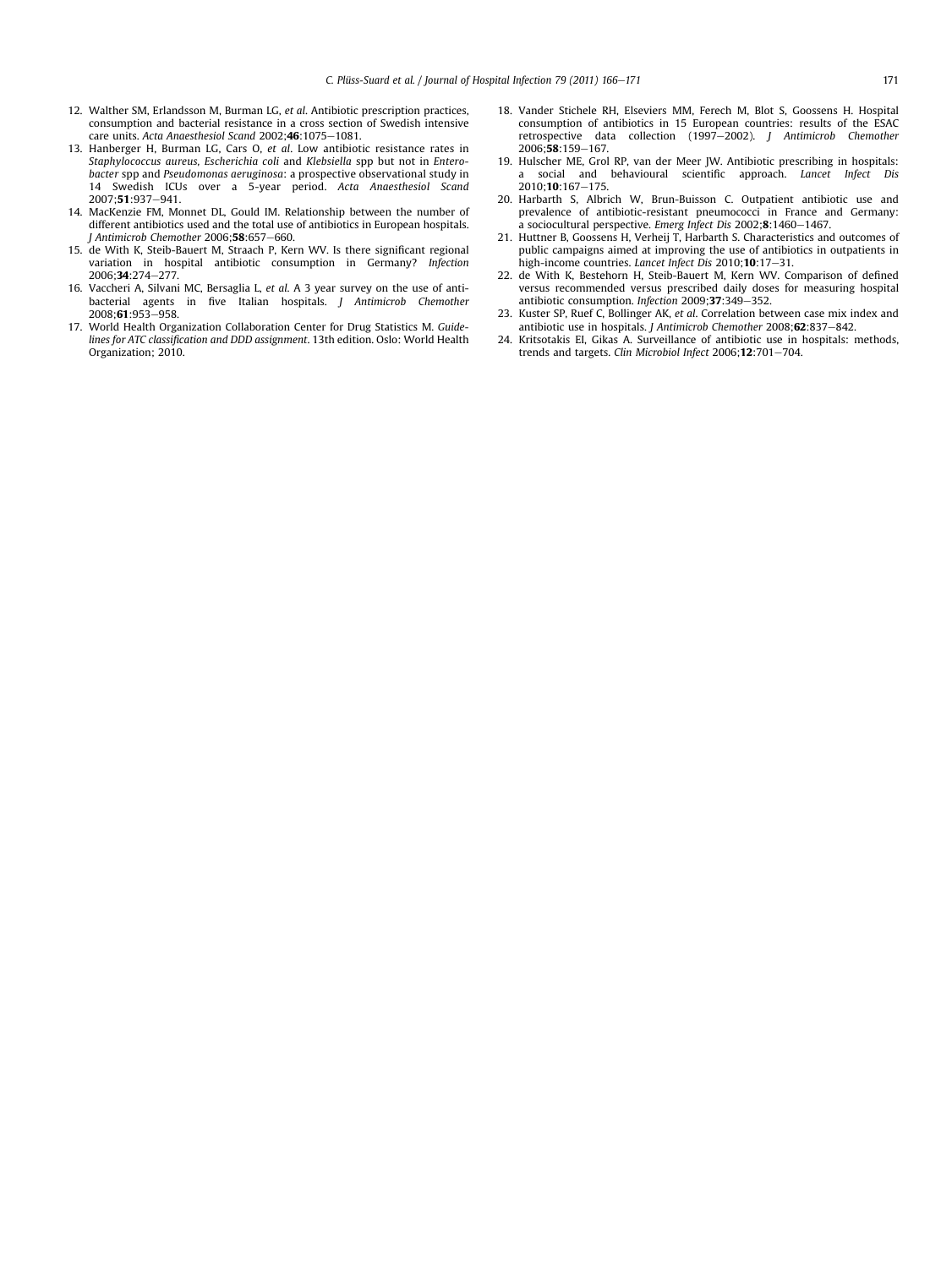12. Walther SM, Erlandsson M, Burman LG, *et al*. Antibiotic prescription practices, consumption and bacterial resistance in a cross section of Swedish intensive care units. *Acta Anaesthesiol Scand* 2002;**46**:1075–1081.
13. Hanberger H, Burman LG, Cars O, *et al*. Low antibiotic resistance rates in *Staphylococcus aureus, Escherichia coli* and *Klebsiella* spp but not in *Enterobacter* spp and *Pseudomonas aeruginosa*: a prospective observational study in 14 Swedish ICUs over a 5-year period. *Acta Anaesthesiol Scand* 2007;**51**:937–941.
14. MacKenzie FM, Monnet DL, Gould IM. Relationship between the number of different antibiotics used and the total use of antibiotics in European hospitals. *J Antimicrob Chemother* 2006;**58**:657–660.
15. de With K, Steib-Bauert M, Straach P, Kern WV. Is there significant regional variation in hospital antibiotic consumption in Germany? *Infection* 2006;**34**:274–277.
16. Vaccheri A, Silvani MC, Bersaglia L, *et al*. A 3 year survey on the use of antibacterial agents in five Italian hospitals. *J Antimicrob Chemother* 2008;**61**:953–958.
17. World Health Organization Collaboration Center for Drug Statistics M. *Guidelines for ATC classification and DDD assignment*. 13th edition. Oslo: World Health Organization; 2010.
18. Vander Stichele RH, Elseviers MM, Ferech M, Blot S, Goossens H. Hospital consumption of antibiotics in 15 European countries: results of the ESAC retrospective data collection (1997–2002). *J Antimicrob Chemother* 2006;**58**:159–167.
19. Hulscher ME, Grol RP, van der Meer JW. Antibiotic prescribing in hospitals: a social and behavioural scientific approach. *Lancet Infect Dis* 2010;**10**:167–175.
20. Harbarth S, Albrich W, Brun-Buisson C. Outpatient antibiotic use and prevalence of antibiotic-resistant pneumococci in France and Germany: a sociocultural perspective. *Emerg Infect Dis* 2002;**8**:1460–1467.
21. Huttner B, Goossens H, Verheij T, Harbarth S. Characteristics and outcomes of public campaigns aimed at improving the use of antibiotics in outpatients in high-income countries. *Lancet Infect Dis* 2010;**10**:17–31.
22. de With K, Bestehorn H, Steib-Bauert M, Kern WV. Comparison of defined versus recommended versus prescribed daily doses for measuring hospital antibiotic consumption. *Infection* 2009;**37**:349–352.
23. Kuster SP, Ruef C, Bollinger AK, *et al*. Correlation between case mix index and antibiotic use in hospitals. *J Antimicrob Chemother* 2008;**62**:837–842.
24. Kritsotakis EI, Gikas A. Surveillance of antibiotic use in hospitals: methods, trends and targets. *Clin Microbiol Infect* 2006;**12**:701–704.